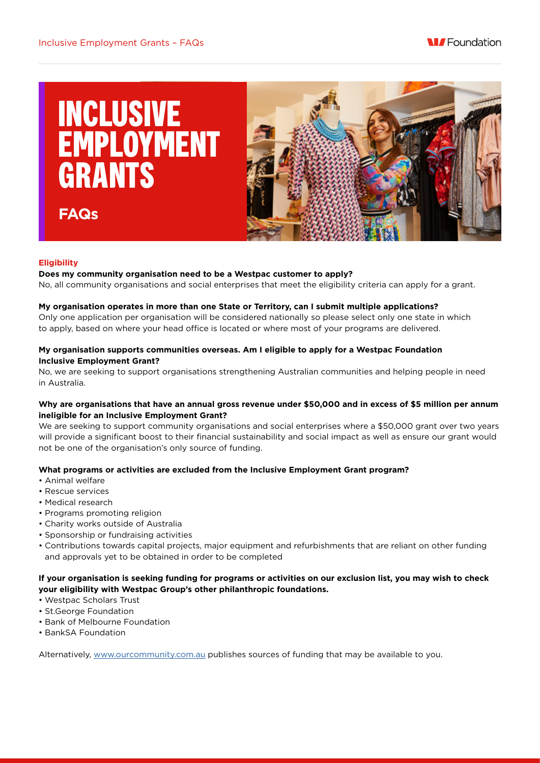# INCLUSIVE EMPLOYMENT GRANTS

## FAQs

### Eligibility

**Does my community organisation need to be a Westpac customer to apply?**
No, all community organisations and social enterprises that meet the eligibility criteria can apply for a grant.

**My organisation operates in more than one State or Territory, can I submit multiple applications?**
Only one application per organisation will be considered nationally so please select only one state in which to apply, based on where your head office is located or where most of your programs are delivered.

**My organisation supports communities overseas. Am I eligible to apply for a Westpac Foundation Inclusive Employment Grant?**
No, we are seeking to support organisations strengthening Australian communities and helping people in need in Australia.

**Why are organisations that have an annual gross revenue under $50,000 and in excess of $5 million per annum ineligible for an Inclusive Employment Grant?**
We are seeking to support community organisations and social enterprises where a $50,000 grant over two years will provide a significant boost to their financial sustainability and social impact as well as ensure our grant would not be one of the organisation's only source of funding.

**What programs or activities are excluded from the Inclusive Employment Grant program?**

- Animal welfare
- Rescue services
- Medical research
- Programs promoting religion
- Charity works outside of Australia
- Sponsorship or fundraising activities
- Contributions towards capital projects, major equipment and refurbishments that are reliant on other funding and approvals yet to be obtained in order to be completed

**If your organisation is seeking funding for programs or activities on our exclusion list, you may wish to check your eligibility with Westpac Group's other philanthropic foundations.**

- Westpac Scholars Trust
- St.George Foundation
- Bank of Melbourne Foundation
- BankSA Foundation

Alternatively, www.ourcommunity.com.au publishes sources of funding that may be available to you.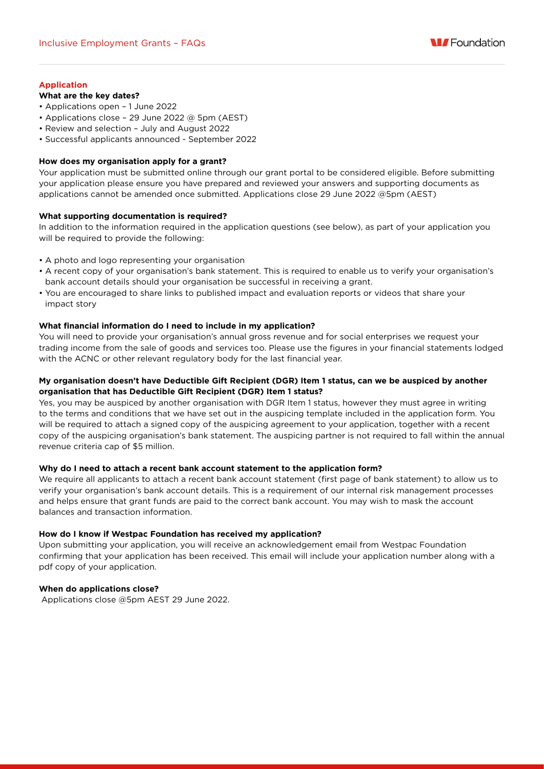## Application

### What are the key dates?

- Applications open – 1 June 2022
- Applications close – 29 June 2022 @ 5pm (AEST)
- Review and selection – July and August 2022
- Successful applicants announced - September 2022

### How does my organisation apply for a grant?

Your application must be submitted online through our grant portal to be considered eligible. Before submitting your application please ensure you have prepared and reviewed your answers and supporting documents as applications cannot be amended once submitted. Applications close 29 June 2022 @5pm (AEST)

### What supporting documentation is required?

In addition to the information required in the application questions (see below), as part of your application you will be required to provide the following:

- A photo and logo representing your organisation
- A recent copy of your organisation's bank statement. This is required to enable us to verify your organisation's bank account details should your organisation be successful in receiving a grant.
- You are encouraged to share links to published impact and evaluation reports or videos that share your impact story

### What financial information do I need to include in my application?

You will need to provide your organisation's annual gross revenue and for social enterprises we request your trading income from the sale of goods and services too. Please use the figures in your financial statements lodged with the ACNC or other relevant regulatory body for the last financial year.

### My organisation doesn't have Deductible Gift Recipient (DGR) Item 1 status, can we be auspiced by another organisation that has Deductible Gift Recipient (DGR) Item 1 status?

Yes, you may be auspiced by another organisation with DGR Item 1 status, however they must agree in writing to the terms and conditions that we have set out in the auspicing template included in the application form. You will be required to attach a signed copy of the auspicing agreement to your application, together with a recent copy of the auspicing organisation's bank statement. The auspicing partner is not required to fall within the annual revenue criteria cap of $5 million.

### Why do I need to attach a recent bank account statement to the application form?

We require all applicants to attach a recent bank account statement (first page of bank statement) to allow us to verify your organisation's bank account details. This is a requirement of our internal risk management processes and helps ensure that grant funds are paid to the correct bank account. You may wish to mask the account balances and transaction information.

### How do I know if Westpac Foundation has received my application?

Upon submitting your application, you will receive an acknowledgement email from Westpac Foundation confirming that your application has been received. This email will include your application number along with a pdf copy of your application.

### When do applications close?

Applications close @5pm AEST 29 June 2022.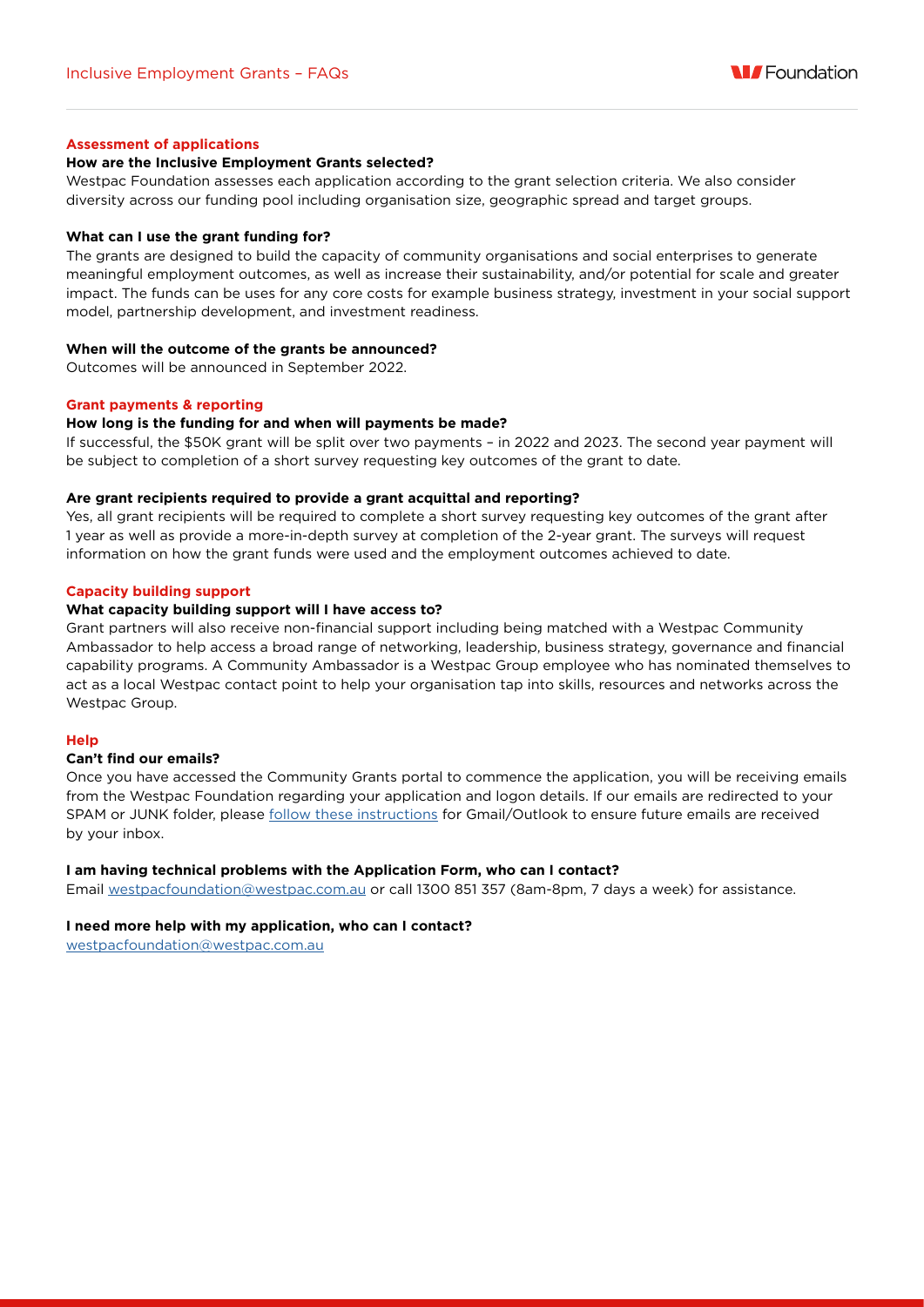## Assessment of applications

### How are the Inclusive Employment Grants selected?

Westpac Foundation assesses each application according to the grant selection criteria. We also consider diversity across our funding pool including organisation size, geographic spread and target groups.

### What can I use the grant funding for?

The grants are designed to build the capacity of community organisations and social enterprises to generate meaningful employment outcomes, as well as increase their sustainability, and/or potential for scale and greater impact. The funds can be uses for any core costs for example business strategy, investment in your social support model, partnership development, and investment readiness.

### When will the outcome of the grants be announced?

Outcomes will be announced in September 2022.

## Grant payments & reporting

### How long is the funding for and when will payments be made?

If successful, the $50K grant will be split over two payments – in 2022 and 2023. The second year payment will be subject to completion of a short survey requesting key outcomes of the grant to date.

### Are grant recipients required to provide a grant acquittal and reporting?

Yes, all grant recipients will be required to complete a short survey requesting key outcomes of the grant after 1 year as well as provide a more-in-depth survey at completion of the 2-year grant. The surveys will request information on how the grant funds were used and the employment outcomes achieved to date.

## Capacity building support

### What capacity building support will I have access to?

Grant partners will also receive non-financial support including being matched with a Westpac Community Ambassador to help access a broad range of networking, leadership, business strategy, governance and financial capability programs. A Community Ambassador is a Westpac Group employee who has nominated themselves to act as a local Westpac contact point to help your organisation tap into skills, resources and networks across the Westpac Group.

## Help

### Can't find our emails?

Once you have accessed the Community Grants portal to commence the application, you will be receiving emails from the Westpac Foundation regarding your application and logon details. If our emails are redirected to your SPAM or JUNK folder, please follow these instructions for Gmail/Outlook to ensure future emails are received by your inbox.

### I am having technical problems with the Application Form, who can I contact?

Email westpacfoundation@westpac.com.au or call 1300 851 357 (8am-8pm, 7 days a week) for assistance.

### I need more help with my application, who can I contact?

westpacfoundation@westpac.com.au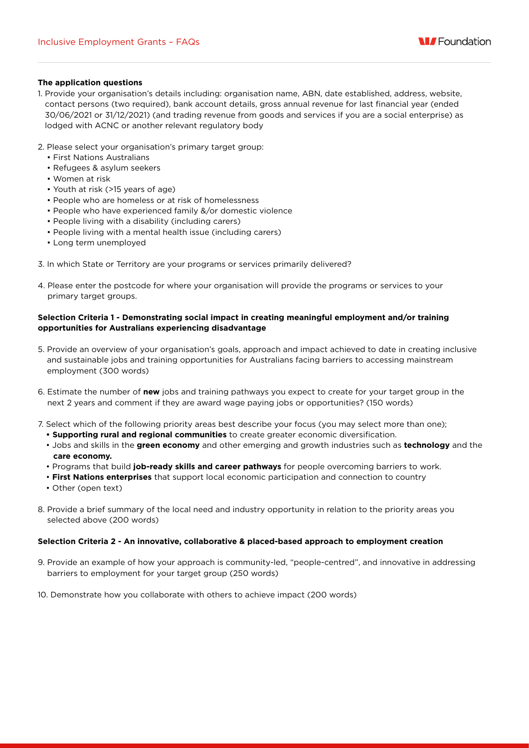**The application questions**

1. Provide your organisation's details including: organisation name, ABN, date established, address, website, contact persons (two required), bank account details, gross annual revenue for last financial year (ended 30/06/2021 or 31/12/2021) (and trading revenue from goods and services if you are a social enterprise) as lodged with ACNC or another relevant regulatory body

2. Please select your organisation's primary target group:
   - First Nations Australians
   - Refugees & asylum seekers
   - Women at risk
   - Youth at risk (>15 years of age)
   - People who are homeless or at risk of homelessness
   - People who have experienced family &/or domestic violence
   - People living with a disability (including carers)
   - People living with a mental health issue (including carers)
   - Long term unemployed

3. In which State or Territory are your programs or services primarily delivered?

4. Please enter the postcode for where your organisation will provide the programs or services to your primary target groups.

**Selection Criteria 1 - Demonstrating social impact in creating meaningful employment and/or training opportunities for Australians experiencing disadvantage**

5. Provide an overview of your organisation's goals, approach and impact achieved to date in creating inclusive and sustainable jobs and training opportunities for Australians facing barriers to accessing mainstream employment (300 words)

6. Estimate the number of **new** jobs and training pathways you expect to create for your target group in the next 2 years and comment if they are award wage paying jobs or opportunities? (150 words)

7. Select which of the following priority areas best describe your focus (you may select more than one);
   - **Supporting rural and regional communities** to create greater economic diversification.
   - Jobs and skills in the **green economy** and other emerging and growth industries such as **technology** and the **care economy.**
   - Programs that build **job-ready skills and career pathways** for people overcoming barriers to work.
   - **First Nations enterprises** that support local economic participation and connection to country
   - Other (open text)

8. Provide a brief summary of the local need and industry opportunity in relation to the priority areas you selected above (200 words)

**Selection Criteria 2 - An innovative, collaborative & placed-based approach to employment creation**

9. Provide an example of how your approach is community-led, "people-centred", and innovative in addressing barriers to employment for your target group (250 words)

10. Demonstrate how you collaborate with others to achieve impact (200 words)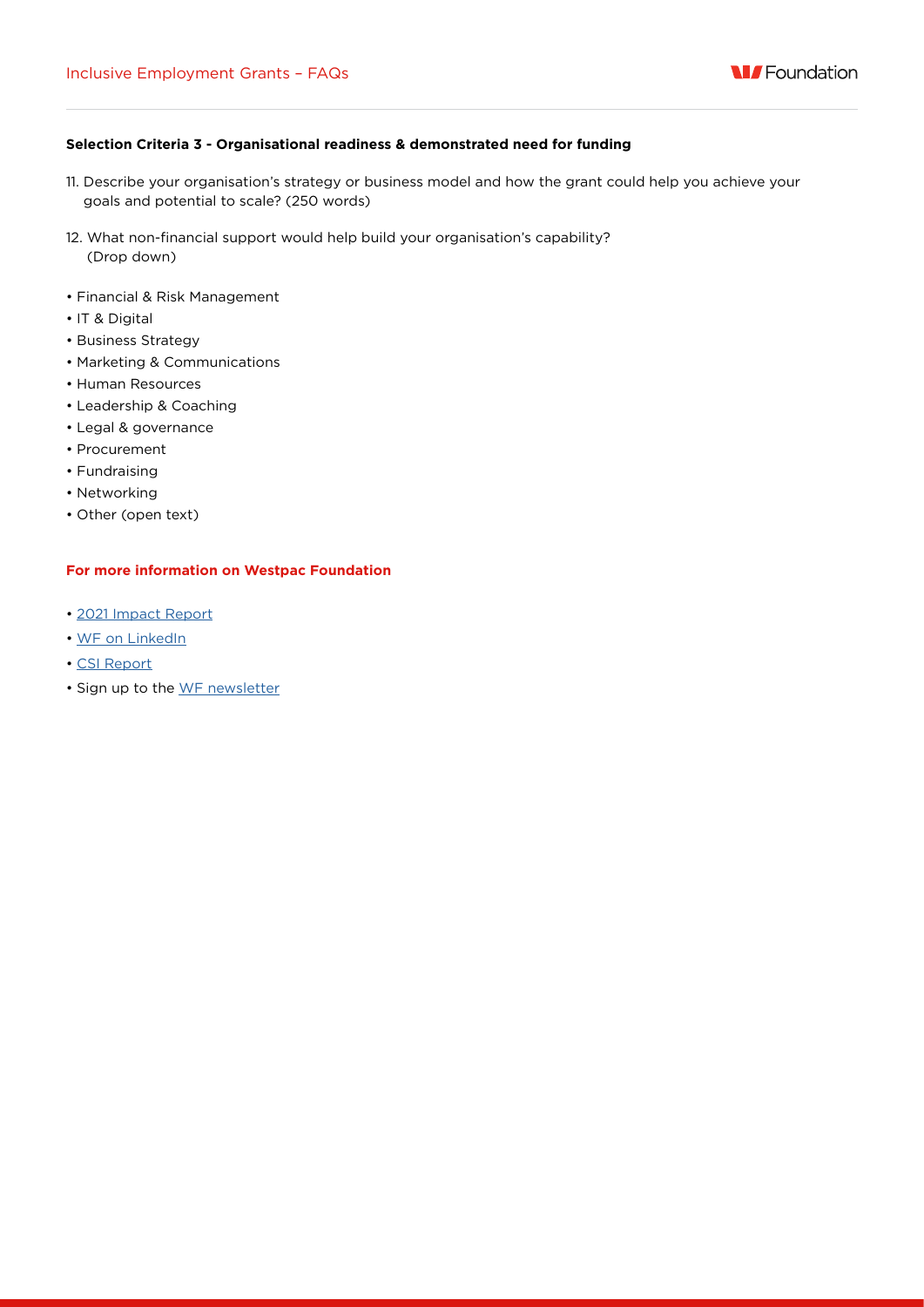**Selection Criteria 3 - Organisational readiness & demonstrated need for funding**

11. Describe your organisation's strategy or business model and how the grant could help you achieve your goals and potential to scale? (250 words)

12. What non-financial support would help build your organisation's capability? (Drop down)

- Financial & Risk Management
- IT & Digital
- Business Strategy
- Marketing & Communications
- Human Resources
- Leadership & Coaching
- Legal & governance
- Procurement
- Fundraising
- Networking
- Other (open text)

**For more information on Westpac Foundation**

- 2021 Impact Report
- WF on LinkedIn
- CSI Report
- Sign up to the WF newsletter